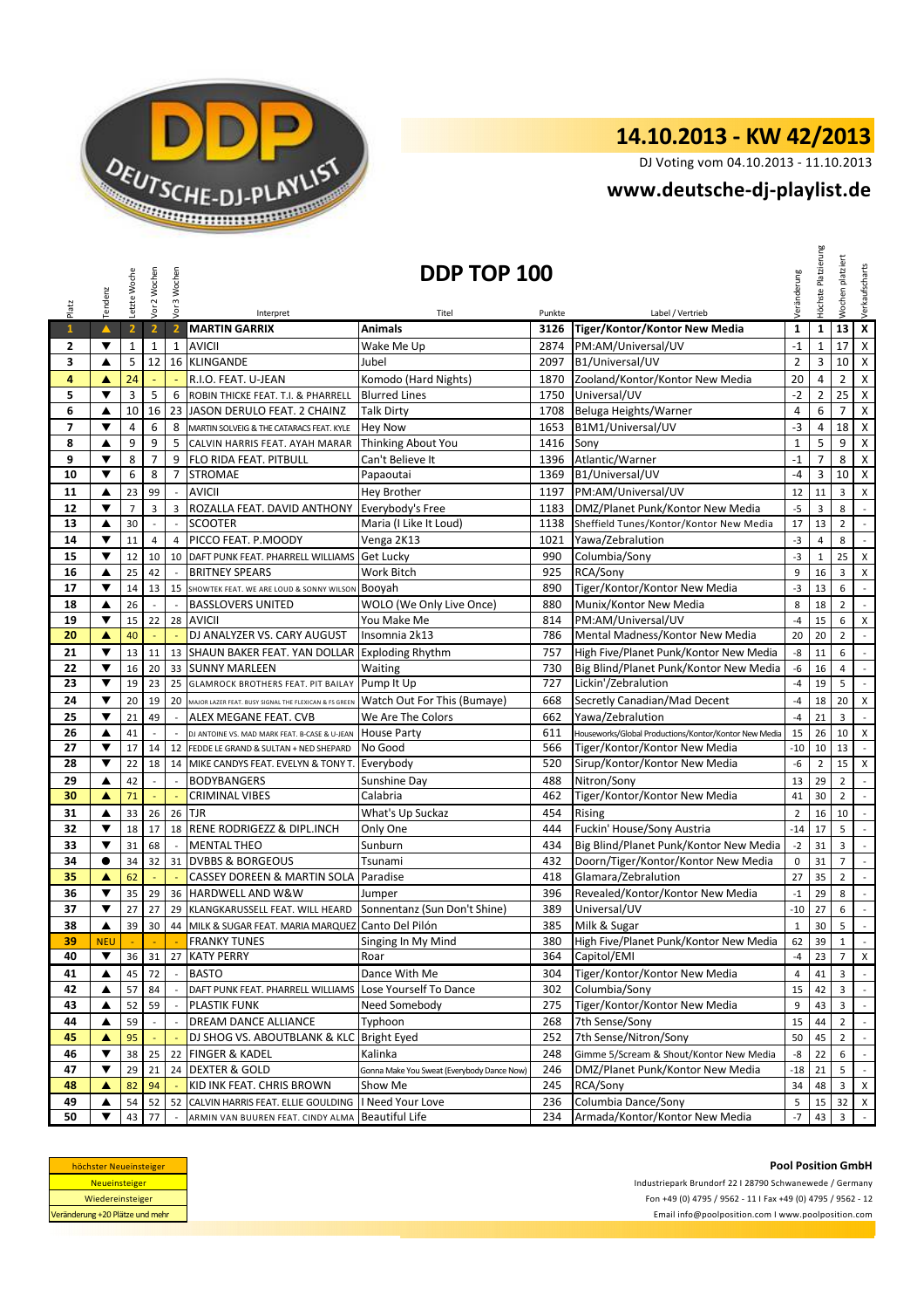DEUTSCHE-DJ-PLAYLIST

# 14.10.2013 - KW 42/2013

DJ Voting vom 04.10.2013 - 11.10.2013

## www.deutsche-dj-playlist.de

## DDP TOP 100

| Platz | Tendenz | Letzte Woche | Vor 2 Wochen | Vor 3 Wochen | Interpret | Titel | Punkte | Label / Vertrieb | Veränderung | Höchste Platzierung | Wochen platziert | Verkaufscharts |
|---|---|---|---|---|---|---|---|---|---|---|---|---|
| 1 | ▲ | 2 | 2 | 2 | MARTIN GARRIX | Animals | 3126 | Tiger/Kontor/Kontor New Media | 1 | 1 | 13 | X |
| 2 | ▼ | 1 | 1 | 1 | AVICII | Wake Me Up | 2874 | PM:AM/Universal/UV | -1 | 1 | 17 | X |
| 3 | ▲ | 5 | 12 | 16 | KLINGANDE | Jubel | 2097 | B1/Universal/UV | 2 | 3 | 10 | X |
| 4 | ▲ | 24 | - | - | R.I.O. FEAT. U-JEAN | Komodo (Hard Nights) | 1870 | Zooland/Kontor/Kontor New Media | 20 | 4 | 2 | X |
| 5 | ▼ | 3 | 5 | 6 | ROBIN THICKE FEAT. T.I. & PHARRELL | Blurred Lines | 1750 | Universal/UV | -2 | 2 | 25 | X |
| 6 | ▲ | 10 | 16 | 23 | JASON DERULO FEAT. 2 CHAINZ | Talk Dirty | 1708 | Beluga Heights/Warner | 4 | 6 | 7 | X |
| 7 | ▼ | 4 | 6 | 8 | MARTIN SOLVEIG & THE CATARACS FEAT. KYLE | Hey Now | 1653 | B1M1/Universal/UV | -3 | 4 | 18 | X |
| 8 | ▲ | 9 | 9 | 5 | CALVIN HARRIS FEAT. AYAH MARAR | Thinking About You | 1416 | Sony | 1 | 5 | 9 | X |
| 9 | ▼ | 8 | 7 | 9 | FLO RIDA FEAT. PITBULL | Can't Believe It | 1396 | Atlantic/Warner | -1 | 7 | 8 | X |
| 10 | ▼ | 6 | 8 | 7 | STROMAE | Papaoutai | 1369 | B1/Universal/UV | -4 | 3 | 10 | X |
| 11 | ▲ | 23 | 99 | - | AVICII | Hey Brother | 1197 | PM:AM/Universal/UV | 12 | 11 | 3 | X |
| 12 | ▼ | 7 | 3 | 3 | ROZALLA FEAT. DAVID ANTHONY | Everybody's Free | 1183 | DMZ/Planet Punk/Kontor New Media | -5 | 3 | 8 | - |
| 13 | ▲ | 30 | - | - | SCOOTER | Maria (I Like It Loud) | 1138 | Sheffield Tunes/Kontor/Kontor New Media | 17 | 13 | 2 | - |
| 14 | ▼ | 11 | 4 | 4 | PICCO FEAT. P.MOODY | Venga 2K13 | 1021 | Yawa/Zebralution | -3 | 4 | 8 | - |
| 15 | ▼ | 12 | 10 | 10 | DAFT PUNK FEAT. PHARRELL WILLIAMS | Get Lucky | 990 | Columbia/Sony | -3 | 1 | 25 | X |
| 16 | ▲ | 25 | 42 | - | BRITNEY SPEARS | Work Bitch | 925 | RCA/Sony | 9 | 16 | 3 | X |
| 17 | ▼ | 14 | 13 | 15 | SHOWTEK FEAT. WE ARE LOUD & SONNY WILSON | Booyah | 890 | Tiger/Kontor/Kontor New Media | -3 | 13 | 6 | - |
| 18 | ▲ | 26 | - | - | BASSLOVERS UNITED | WOLO (We Only Live Once) | 880 | Munix/Kontor New Media | 8 | 18 | 2 | - |
| 19 | ▼ | 15 | 22 | 28 | AVICII | You Make Me | 814 | PM:AM/Universal/UV | -4 | 15 | 6 | X |
| 20 | ▲ | 40 | - | - | DJ ANALYZER VS. CARY AUGUST | Insomnia 2k13 | 786 | Mental Madness/Kontor New Media | 20 | 20 | 2 | - |
| 21 | ▼ | 13 | 11 | 13 | SHAUN BAKER FEAT. YAN DOLLAR | Exploding Rhythm | 757 | High Five/Planet Punk/Kontor New Media | -8 | 11 | 6 | - |
| 22 | ▼ | 16 | 20 | 33 | SUNNY MARLEEN | Waiting | 730 | Big Blind/Planet Punk/Kontor New Media | -6 | 16 | 4 | - |
| 23 | ▼ | 19 | 23 | 25 | GLAMROCK BROTHERS FEAT. PIT BAILAY | Pump It Up | 727 | Lickin'/Zebralution | -4 | 19 | 5 | - |
| 24 | ▼ | 20 | 19 | 20 | MAJOR LAZER FEAT. BUSY SIGNAL THE FLEXICAN & FS GREEN | Watch Out For This (Bumaye) | 668 | Secretly Canadian/Mad Decent | -4 | 18 | 20 | X |
| 25 | ▼ | 21 | 49 | - | ALEX MEGANE FEAT. CVB | We Are The Colors | 662 | Yawa/Zebralution | -4 | 21 | 3 | - |
| 26 | ▲ | 41 | - | - | DJ ANTOINE VS. MAD MARK FEAT. B-CASE & U-JEAN | House Party | 611 | Houseworks/Global Productions/Kontor/Kontor New Media | 15 | 26 | 10 | X |
| 27 | ▼ | 17 | 14 | 12 | FEDDE LE GRAND & SULTAN + NED SHEPARD | No Good | 566 | Tiger/Kontor/Kontor New Media | -10 | 10 | 13 | - |
| 28 | ▼ | 22 | 18 | 14 | MIKE CANDYS FEAT. EVELYN & TONY T. | Everybody | 520 | Sirup/Kontor/Kontor New Media | -6 | 2 | 15 | X |
| 29 | ▲ | 42 | - | - | BODYBANGERS | Sunshine Day | 488 | Nitron/Sony | 13 | 29 | 2 | - |
| 30 | ▲ | 71 | - | - | CRIMINAL VIBES | Calabria | 462 | Tiger/Kontor/Kontor New Media | 41 | 30 | 2 | - |
| 31 | ▲ | 33 | 26 | 26 | TJR | What's Up Suckaz | 454 | Rising | 2 | 16 | 10 | - |
| 32 | ▼ | 18 | 17 | 18 | RENE RODRIGEZZ & DIPL.INCH | Only One | 444 | Fuckin' House/Sony Austria | -14 | 17 | 5 | - |
| 33 | ▼ | 31 | 68 | - | MENTAL THEO | Sunburn | 434 | Big Blind/Planet Punk/Kontor New Media | -2 | 31 | 3 | - |
| 34 | ● | 34 | 32 | 31 | DVBBS & BORGEOUS | Tsunami | 432 | Doorn/Tiger/Kontor/Kontor New Media | 0 | 31 | 7 | - |
| 35 | ▲ | 62 | - | - | CASSEY DOREEN & MARTIN SOLA | Paradise | 418 | Glamara/Zebralution | 27 | 35 | 2 | - |
| 36 | ▼ | 35 | 29 | 36 | HARDWELL AND W&W | Jumper | 396 | Revealed/Kontor/Kontor New Media | -1 | 29 | 8 | - |
| 37 | ▼ | 27 | 27 | 29 | KLANGKARUSSELL FEAT. WILL HEARD | Sonnentanz (Sun Don't Shine) | 389 | Universal/UV | -10 | 27 | 6 | - |
| 38 | ▲ | 39 | 30 | 44 | MILK & SUGAR FEAT. MARIA MARQUEZ | Canto Del Pilón | 385 | Milk & Sugar | 1 | 30 | 5 | - |
| 39 | NEU | - | - | - | FRANKY TUNES | Singing In My Mind | 380 | High Five/Planet Punk/Kontor New Media | 62 | 39 | 1 | - |
| 40 | ▼ | 36 | 31 | 27 | KATY PERRY | Roar | 364 | Capitol/EMI | -4 | 23 | 7 | X |
| 41 | ▲ | 45 | 72 | - | BASTO | Dance With Me | 304 | Tiger/Kontor/Kontor New Media | 4 | 41 | 3 | - |
| 42 | ▲ | 57 | 84 | - | DAFT PUNK FEAT. PHARRELL WILLIAMS | Lose Yourself To Dance | 302 | Columbia/Sony | 15 | 42 | 3 | - |
| 43 | ▲ | 52 | 59 | - | PLASTIK FUNK | Need Somebody | 275 | Tiger/Kontor/Kontor New Media | 9 | 43 | 3 | - |
| 44 | ▲ | 59 | - | - | DREAM DANCE ALLIANCE | Typhoon | 268 | 7th Sense/Sony | 15 | 44 | 2 | - |
| 45 | ▲ | 95 | - | - | DJ SHOG VS. ABOUTBLANK & KLC | Bright Eyed | 252 | 7th Sense/Nitron/Sony | 50 | 45 | 2 | - |
| 46 | ▼ | 38 | 25 | 22 | FINGER & KADEL | Kalinka | 248 | Gimme 5/Scream & Shout/Kontor New Media | -8 | 22 | 6 | - |
| 47 | ▼ | 29 | 21 | 24 | DEXTER & GOLD | Gonna Make You Sweat (Everybody Dance Now) | 246 | DMZ/Planet Punk/Kontor New Media | -18 | 21 | 5 | - |
| 48 | ▲ | 82 | 94 | - | KID INK FEAT. CHRIS BROWN | Show Me | 245 | RCA/Sony | 34 | 48 | 3 | X |
| 49 | ▲ | 54 | 52 | 52 | CALVIN HARRIS FEAT. ELLIE GOULDING | I Need Your Love | 236 | Columbia Dance/Sony | 5 | 15 | 32 | X |
| 50 | ▼ | 43 | 77 | - | ARMIN VAN BUUREN FEAT. CINDY ALMA | Beautiful Life | 234 | Armada/Kontor/Kontor New Media | -7 | 43 | 3 | - |

höchster Neueinsteiger
Neueinsteiger
Wiedereinsteiger
Veränderung +20 Plätze und mehr

**Pool Position GmbH**

Industriepark Brundorf 22 I 28790 Schwanewede / Germany
Fon +49 (0) 4795 / 9562 - 11 I Fax +49 (0) 4795 / 9562 - 12
Email info@poolposition.com I www.poolposition.com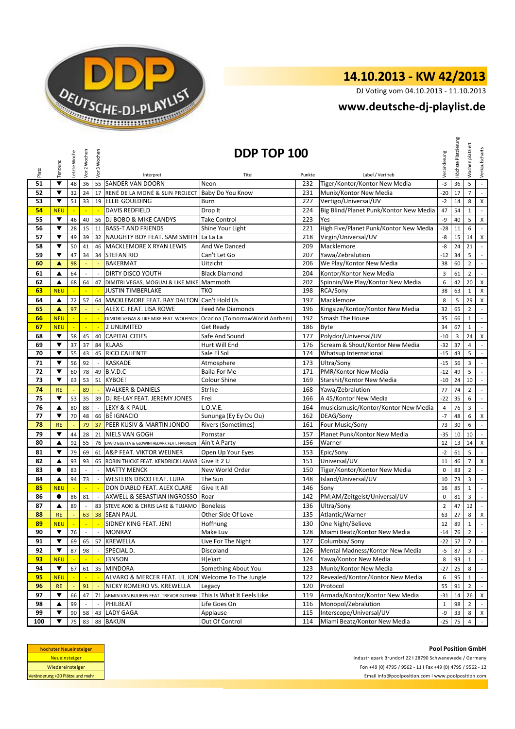# 14.10.2013 - KW 42/2013

DJ Voting vom 04.10.2013 - 11.10.2013

**www.deutsche-dj-playlist.de**

## DDP TOP 100

| Platz | Tendenz | Letzte Woche | Vor 2 Wochen | Vor 3 Wochen | Interpret | Titel | Punkte | Label / Vertrieb | Veränderung | Höchste Platzierung | Wochen platziert | Verkaufscharts |
|---|---|---|---|---|---|---|---|---|---|---|---|---|
| 51 | ▼ | 48 | 36 | 55 | SANDER VAN DOORN | Neon | 232 | Tiger/Kontor/Kontor New Media | -3 | 36 | 5 | - |
| 52 | ▼ | 32 | 24 | 17 | RENÉ DE LA MONÉ & SLIN PROJECT | Baby Do You Know | 231 | Munix/Kontor New Media | -20 | 17 | 7 | - |
| 53 | ▼ | 51 | 33 | 19 | ELLIE GOULDING | Burn | 227 | Vertigo/Universal/UV | -2 | 14 | 8 | X |
| 54 | NEU | - | - | - | DAVIS REDFIELD | Drop It | 224 | Big Blind/Planet Punk/Kontor New Media | 47 | 54 | 1 | - |
| 55 | ▼ | 46 | 40 | 56 | DJ BOBO & MIKE CANDYS | Take Control | 223 | Yes | -9 | 40 | 5 | X |
| 56 | ▼ | 28 | 15 | 11 | BASS-T AND FRIENDS | Shine Your Light | 221 | High Five/Planet Punk/Kontor New Media | -28 | 11 | 6 | - |
| 57 | ▼ | 49 | 39 | 32 | NAUGHTY BOY FEAT. SAM SMITH | La La La | 218 | Virgin/Universal/UV | -8 | 15 | 14 | X |
| 58 | ▼ | 50 | 41 | 46 | MACKLEMORE X RYAN LEWIS | And We Danced | 209 | Macklemore | -8 | 24 | 21 | - |
| 59 | ▼ | 47 | 34 | 34 | STEFAN RIO | Can't Let Go | 207 | Yawa/Zebralution | -12 | 34 | 5 | - |
| 60 | ▲ | 98 | - | - | BAKERMAT | Uitzicht | 206 | We Play/Kontor New Media | 38 | 60 | 2 | - |
| 61 | ▲ | 64 | - | - | DIRTY DISCO YOUTH | Black Diamond | 204 | Kontor/Kontor New Media | 3 | 61 | 2 | - |
| 62 | ▲ | 68 | 64 | 47 | DIMITRI VEGAS, MOGUAI & LIKE MIKE | Mammoth | 202 | Spinnin/We Play/Kontor New Media | 6 | 42 | 20 | X |
| 63 | NEU | - | - | - | JUSTIN TIMBERLAKE | TKO | 198 | RCA/Sony | 38 | 63 | 1 | X |
| 64 | ▲ | 72 | 57 | 64 | MACKLEMORE FEAT. RAY DALTON | Can't Hold Us | 197 | Macklemore | 8 | 5 | 29 | X |
| 65 | ▲ | 97 | - | - | ALEX C. FEAT. LISA ROWE | Feed Me Diamonds | 196 | Kingsize/Kontor/Kontor New Media | 32 | 65 | 2 | - |
| 66 | NEU | - | - | - | DIMITRI VEGAS & LIKE MIKE FEAT. WOLFPACK | Ocarina (TomorrowWorld Anthem) | 192 | Smash The House | 35 | 66 | 1 | - |
| 67 | NEU | - | - | - | 2 UNLIMITED | Get Ready | 186 | Byte | 34 | 67 | 1 | - |
| 68 | ▼ | 58 | 45 | 40 | CAPITAL CITIES | Safe And Sound | 177 | Polydor/Universal/UV | -10 | 3 | 24 | X |
| 69 | ▼ | 37 | 37 | 84 | KLAAS | Hurt Will End | 176 | Scream & Shout/Kontor New Media | -32 | 37 | 4 | - |
| 70 | ▼ | 55 | 43 | 45 | RICO CALIENTE | Sale El Sol | 174 | Whatsup International | -15 | 43 | 5 | - |
| 71 | ▼ | 56 | 92 | - | KASKADE | Atmosphere | 173 | Ultra/Sony | -15 | 56 | 3 | - |
| 72 | ▼ | 60 | 78 | 49 | B.V.D.C | Baila For Me | 171 | PMR/Kontor New Media | -12 | 49 | 5 | - |
| 73 | ▼ | 63 | 53 | 51 | KYBOE! | Colour Shine | 169 | Starshit/Kontor New Media | -10 | 24 | 10 | - |
| 74 | RE | - | 89 | - | WALKER & DANIELS | Str!ke | 168 | Yawa/Zebralution | 77 | 74 | 2 | - |
| 75 | ▼ | 53 | 35 | 39 | DJ RE-LAY FEAT. JEREMY JONES | Frei | 166 | A 45/Kontor New Media | -22 | 35 | 6 | - |
| 76 | ▲ | 80 | 88 | - | LEXY & K-PAUL | L.O.V.E. | 164 | musicismusic/Kontor/Kontor New Media | 4 | 76 | 3 | - |
| 77 | ▼ | 70 | 48 | 66 | BÊ IGNACIO | Sununga (Ey Ey Ou Ou) | 162 | DEAG/Sony | -7 | 48 | 6 | X |
| 78 | RE | - | 79 | 37 | PEER KUSIV & MARTIN JONDO | Rivers (Sometimes) | 161 | Four Music/Sony | 73 | 30 | 6 | - |
| 79 | ▼ | 44 | 28 | 21 | NIELS VAN GOGH | Pornstar | 157 | Planet Punk/Kontor New Media | -35 | 10 | 10 | - |
| 80 | ▲ | 92 | 55 | 76 | DAVID GUETTA & GLOWINTHEDARK FEAT. HARRISON | Ain't A Party | 156 | Warner | 12 | 13 | 14 | X |
| 81 | ▼ | 79 | 69 | 61 | A&P FEAT. VIKTOR WEIJNER | Open Up Your Eyes | 153 | Epic/Sony | -2 | 61 | 5 | - |
| 82 | ▲ | 93 | 93 | 65 | ROBIN THICKE FEAT. KENDRICK LAMAR | Give It 2 U | 151 | Universal/UV | 11 | 46 | 7 | X |
| 83 | ● | 83 | - | - | MATTY MENCK | New World Order | 150 | Tiger/Kontor/Kontor New Media | 0 | 83 | 2 | - |
| 84 | ▲ | 94 | 73 | - | WESTERN DISCO FEAT. LURA | The Sun | 148 | Island/Universal/UV | 10 | 73 | 3 | - |
| 85 | NEU | - | - | - | DON DIABLO FEAT. ALEX CLARE | Give It All | 146 | Sony | 16 | 85 | 1 | - |
| 86 | ● | 86 | 81 | - | AXWELL & SEBASTIAN INGROSSO | Roar | 142 | PM:AM/Zeitgeist/Universal/UV | 0 | 81 | 3 | - |
| 87 | ▲ | 89 | - | 83 | STEVE AOKI & CHRIS LAKE & TUJAMO | Boneless | 136 | Ultra/Sony | 2 | 47 | 12 | - |
| 88 | RE | - | 63 | 38 | SEAN PAUL | Other Side Of Love | 135 | Atlantic/Warner | 63 | 27 | 8 | X |
| 89 | NEU | - | - | - | SIDNEY KING FEAT. JEN! | Hoffnung | 130 | One Night/Believe | 12 | 89 | 1 | - |
| 90 | ▼ | 76 | - | - | MONRAY | Make Luv | 128 | Miami Beatz/Kontor New Media | -14 | 76 | 2 | - |
| 91 | ▼ | 69 | 65 | 57 | KREWELLA | Live For The Night | 127 | Columbia/ Sony | -22 | 57 | 7 | - |
| 92 | ▼ | 87 | 98 | - | SPECIAL D. | Discoland | 126 | Mental Madness/Kontor New Media | -5 | 87 | 3 | - |
| 93 | NEU | - | - | - | J3N5ON | H(e)art | 124 | Yawa/Kontor New Media | 8 | 93 | 1 | - |
| 94 | ▼ | 67 | 61 | 35 | MINDORA | Something About You | 123 | Munix/Kontor New Media | -27 | 25 | 8 | - |
| 95 | NEU | - | - | - | ALVARO & MERCER FEAT. LIL JON | Welcome To The Jungle | 122 | Revealed/Kontor/Kontor New Media | 6 | 95 | 1 | - |
| 96 | RE | - | 91 | - | NICKY ROMERO VS. KREWELLA | Legacy | 120 | Protocol | 55 | 91 | 2 | - |
| 97 | ▼ | 66 | 47 | 71 | ARMIN VAN BUUREN FEAT. TREVOR GUTHRIE | This Is What It Feels Like | 119 | Armada/Kontor/Kontor New Media | -31 | 14 | 26 | X |
| 98 | ▲ | 99 | - | - | PHILBEAT | Life Goes On | 116 | Monopol/Zebralution | 1 | 98 | 2 | - |
| 99 | ▼ | 90 | 58 | 43 | LADY GAGA | Applause | 115 | Interscope/Universal/UV | -9 | 33 | 8 | X |
| 100 | ▼ | 75 | 83 | 88 | BAKUN | Out Of Control | 114 | Miami Beatz/Kontor New Media | -25 | 75 | 4 | - |

höchster Neueinsteiger
Neueinsteiger
Wiedereinsteiger
Veränderung +20 Plätze und mehr

**Pool Position GmbH**

Industriepark Brundorf 22 I 28790 Schwanewede / Germany

Fon +49 (0) 4795 / 9562 - 11 I Fax +49 (0) 4795 / 9562 - 12

Email info@poolposition.com I www.poolposition.com